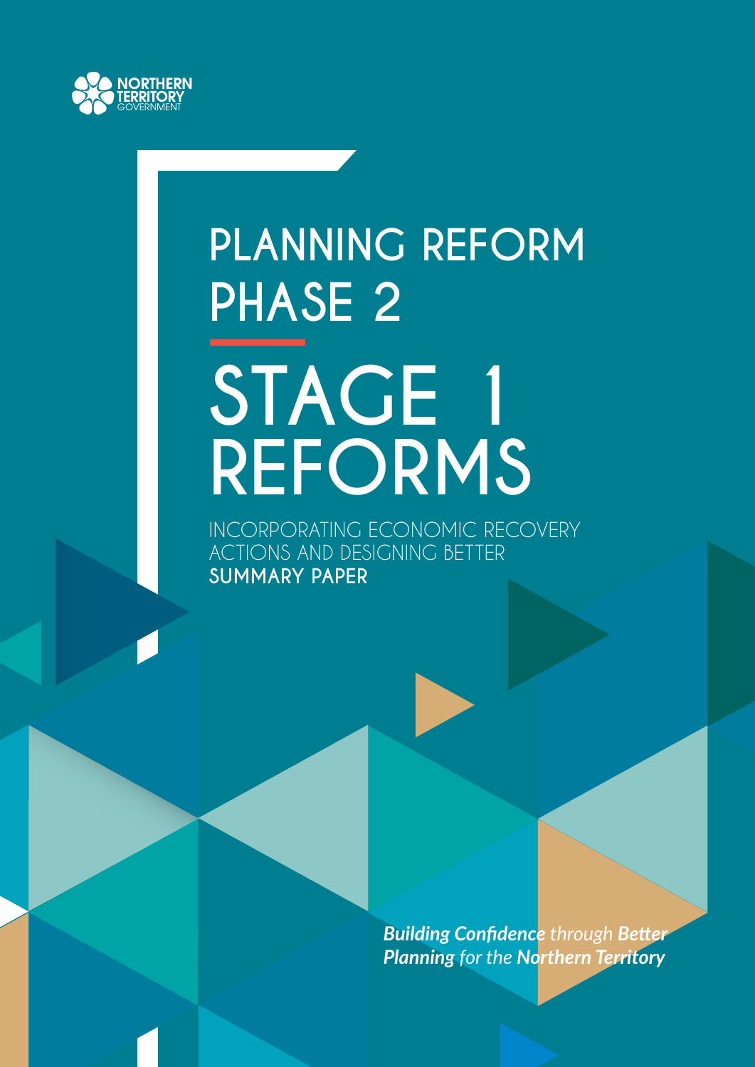NORTHERN TERRITORY GOVERNMENT

# PLANNING REFORM PHASE 2

# STAGE 1 REFORMS

INCORPORATING ECONOMIC RECOVERY ACTIONS AND DESIGNING BETTER

**SUMMARY PAPER**

***Building Confidence** through **Better Planning** for the **Northern Territory***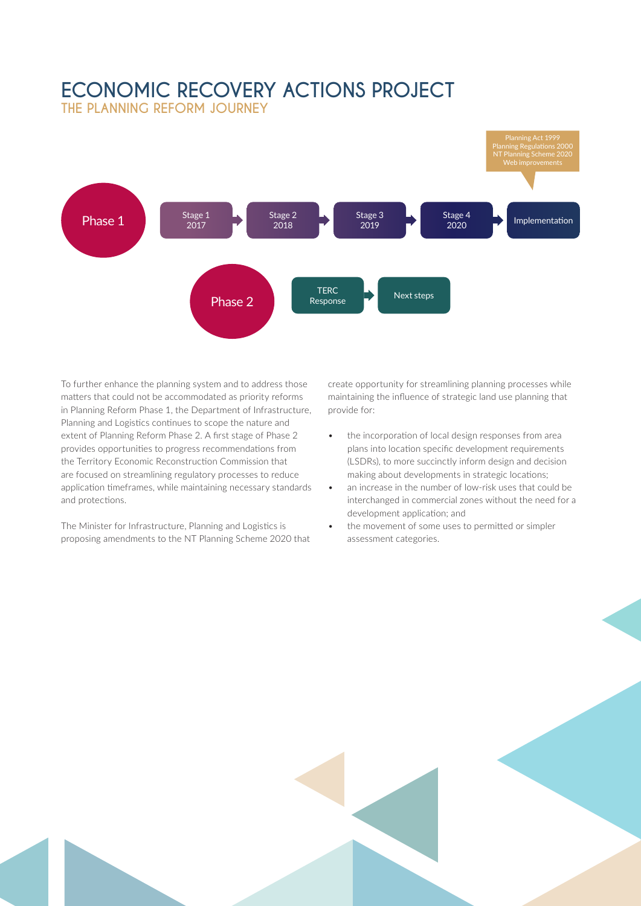# ECONOMIC RECOVERY ACTIONS PROJECT

## THE PLANNING REFORM JOURNEY

Phase 1: Stage 1 2017 → Stage 2 2018 → Stage 3 2019 → Stage 4 2020 → Implementation

Planning Act 1999
Planning Regulations 2000
NT Planning Scheme 2020
Web improvements

Phase 2: TERC Response → Next steps

To further enhance the planning system and to address those matters that could not be accommodated as priority reforms in Planning Reform Phase 1, the Department of Infrastructure, Planning and Logistics continues to scope the nature and extent of Planning Reform Phase 2. A first stage of Phase 2 provides opportunities to progress recommendations from the Territory Economic Reconstruction Commission that are focused on streamlining regulatory processes to reduce application timeframes, while maintaining necessary standards and protections.

The Minister for Infrastructure, Planning and Logistics is proposing amendments to the NT Planning Scheme 2020 that create opportunity for streamlining planning processes while maintaining the influence of strategic land use planning that provide for:

- the incorporation of local design responses from area plans into location specific development requirements (LSDRs), to more succinctly inform design and decision making about developments in strategic locations;
- an increase in the number of low-risk uses that could be interchanged in commercial zones without the need for a development application; and
- the movement of some uses to permitted or simpler assessment categories.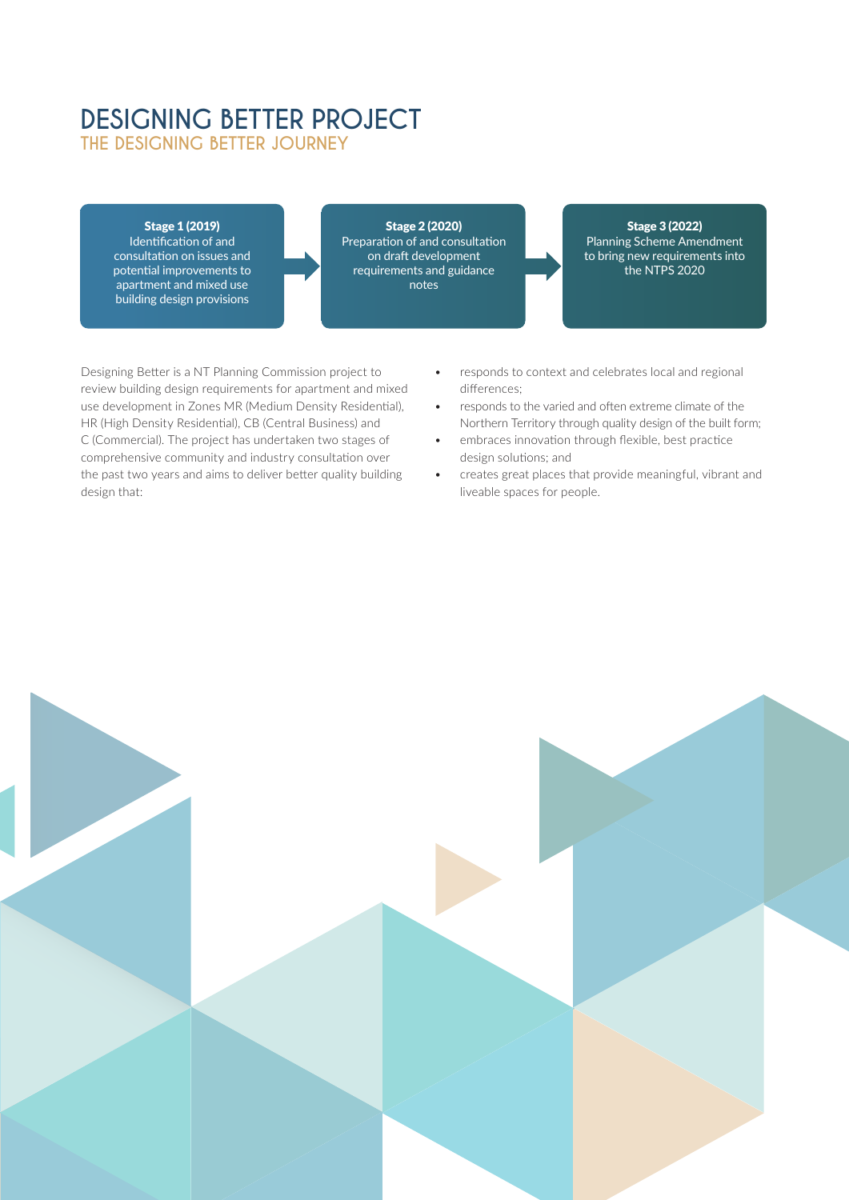# DESIGNING BETTER PROJECT

## THE DESIGNING BETTER JOURNEY

**Stage 1 (2019)**
Identification of and consultation on issues and potential improvements to apartment and mixed use building design provisions

**Stage 2 (2020)**
Preparation of and consultation on draft development requirements and guidance notes

**Stage 3 (2022)**
Planning Scheme Amendment to bring new requirements into the NTPS 2020

Designing Better is a NT Planning Commission project to review building design requirements for apartment and mixed use development in Zones MR (Medium Density Residential), HR (High Density Residential), CB (Central Business) and C (Commercial). The project has undertaken two stages of comprehensive community and industry consultation over the past two years and aims to deliver better quality building design that:

- responds to context and celebrates local and regional differences;
- responds to the varied and often extreme climate of the Northern Territory through quality design of the built form;
- embraces innovation through flexible, best practice design solutions; and
- creates great places that provide meaningful, vibrant and liveable spaces for people.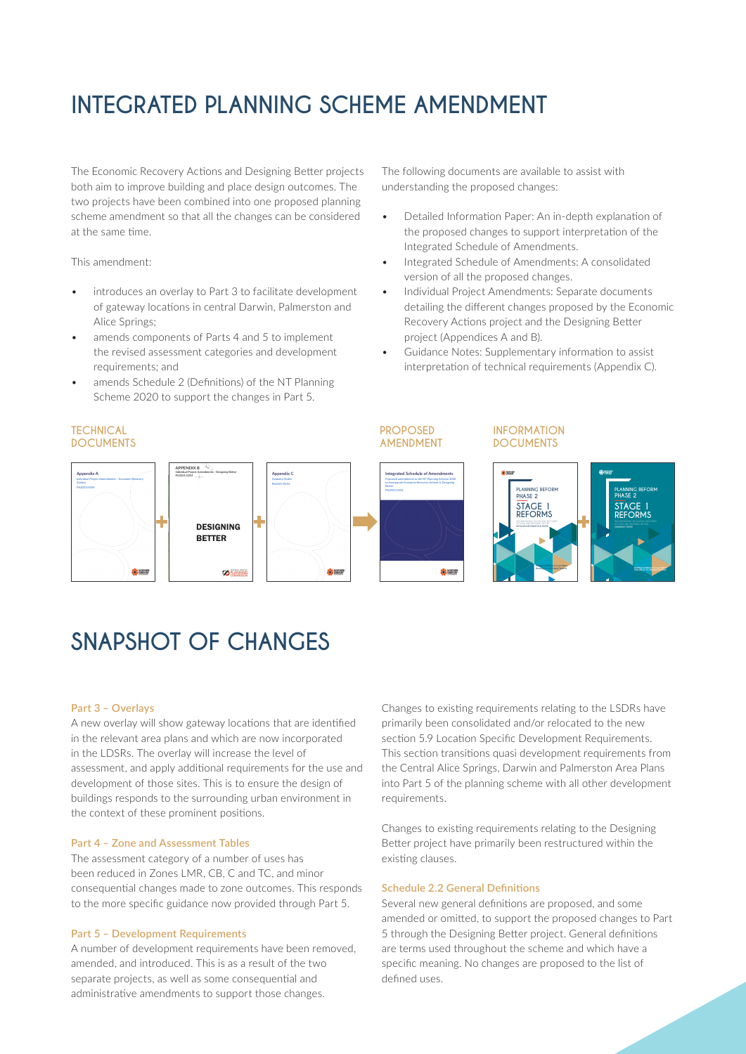# INTEGRATED PLANNING SCHEME AMENDMENT

The Economic Recovery Actions and Designing Better projects both aim to improve building and place design outcomes. The two projects have been combined into one proposed planning scheme amendment so that all the changes can be considered at the same time.

This amendment:

- introduces an overlay to Part 3 to facilitate development of gateway locations in central Darwin, Palmerston and Alice Springs;
- amends components of Parts 4 and 5 to implement the revised assessment categories and development requirements; and
- amends Schedule 2 (Definitions) of the NT Planning Scheme 2020 to support the changes in Part 5.

The following documents are available to assist with understanding the proposed changes:

- Detailed Information Paper: An in-depth explanation of the proposed changes to support interpretation of the Integrated Schedule of Amendments.
- Integrated Schedule of Amendments: A consolidated version of all the proposed changes.
- Individual Project Amendments: Separate documents detailing the different changes proposed by the Economic Recovery Actions project and the Designing Better project (Appendices A and B).
- Guidance Notes: Supplementary information to assist interpretation of technical requirements (Appendix C).

**TECHNICAL DOCUMENTS**

Appendix A — Individual Project Amendments – Economic Recovery Actions — PA2021/0294

APPENDIX B — Individual Project Amendments – Designing Better — PA2021/0294 — DESIGNING BETTER

Appendix C — Guidance Notes — PA2021/0294

**PROPOSED AMENDMENT**

Integrated Schedule of Amendments — Proposed amendments to the NT Planning Scheme 2020 to incorporate Economic Recovery Actions & Designing Better — PA2021/0294

**INFORMATION DOCUMENTS**

PLANNING REFORM PHASE 2 — STAGE 1 REFORMS — DETAILED INFORMATION PAPER

PLANNING REFORM PHASE 2 — STAGE 1 REFORMS — COMMUNITY PAPER

# SNAPSHOT OF CHANGES

### Part 3 – Overlays

A new overlay will show gateway locations that are identified in the relevant area plans and which are now incorporated in the LDSRs. The overlay will increase the level of assessment, and apply additional requirements for the use and development of those sites. This is to ensure the design of buildings responds to the surrounding urban environment in the context of these prominent positions.

### Part 4 – Zone and Assessment Tables

The assessment category of a number of uses has been reduced in Zones LMR, CB, C and TC, and minor consequential changes made to zone outcomes. This responds to the more specific guidance now provided through Part 5.

### Part 5 – Development Requirements

A number of development requirements have been removed, amended, and introduced. This is as a result of the two separate projects, as well as some consequential and administrative amendments to support those changes.

Changes to existing requirements relating to the LSDRs have primarily been consolidated and/or relocated to the new section 5.9 Location Specific Development Requirements. This section transitions quasi development requirements from the Central Alice Springs, Darwin and Palmerston Area Plans into Part 5 of the planning scheme with all other development requirements.

Changes to existing requirements relating to the Designing Better project have primarily been restructured within the existing clauses.

### Schedule 2.2 General Definitions

Several new general definitions are proposed, and some amended or omitted, to support the proposed changes to Part 5 through the Designing Better project. General definitions are terms used throughout the scheme and which have a specific meaning. No changes are proposed to the list of defined uses.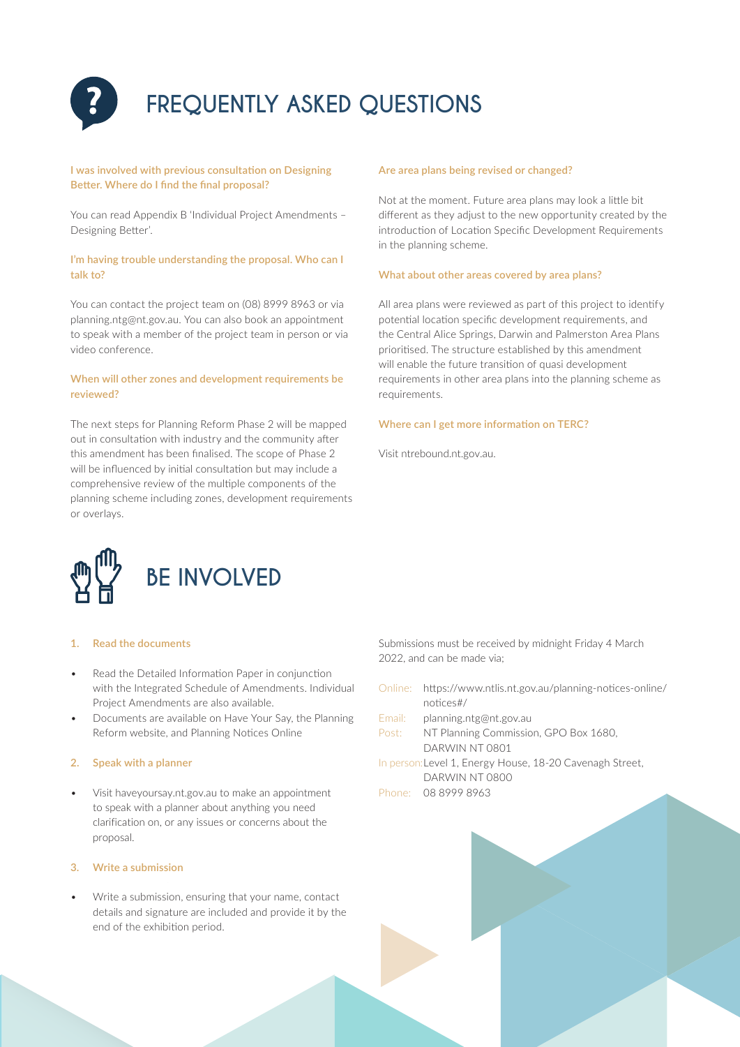# FREQUENTLY ASKED QUESTIONS

**I was involved with previous consultation on Designing Better. Where do I find the final proposal?**

You can read Appendix B 'Individual Project Amendments – Designing Better'.

**I'm having trouble understanding the proposal. Who can I talk to?**

You can contact the project team on (08) 8999 8963 or via planning.ntg@nt.gov.au. You can also book an appointment to speak with a member of the project team in person or via video conference.

**When will other zones and development requirements be reviewed?**

The next steps for Planning Reform Phase 2 will be mapped out in consultation with industry and the community after this amendment has been finalised. The scope of Phase 2 will be influenced by initial consultation but may include a comprehensive review of the multiple components of the planning scheme including zones, development requirements or overlays.

**Are area plans being revised or changed?**

Not at the moment. Future area plans may look a little bit different as they adjust to the new opportunity created by the introduction of Location Specific Development Requirements in the planning scheme.

**What about other areas covered by area plans?**

All area plans were reviewed as part of this project to identify potential location specific development requirements, and the Central Alice Springs, Darwin and Palmerston Area Plans prioritised. The structure established by this amendment will enable the future transition of quasi development requirements in other area plans into the planning scheme as requirements.

**Where can I get more information on TERC?**

Visit ntrebound.nt.gov.au.

# BE INVOLVED

**1. Read the documents**

- Read the Detailed Information Paper in conjunction with the Integrated Schedule of Amendments. Individual Project Amendments are also available.
- Documents are available on Have Your Say, the Planning Reform website, and Planning Notices Online

**2. Speak with a planner**

- Visit haveyoursay.nt.gov.au to make an appointment to speak with a planner about anything you need clarification on, or any issues or concerns about the proposal.

**3. Write a submission**

- Write a submission, ensuring that your name, contact details and signature are included and provide it by the end of the exhibition period.

Submissions must be received by midnight Friday 4 March 2022, and can be made via;

Online: https://www.ntlis.nt.gov.au/planning-notices-online/notices#/
Email: planning.ntg@nt.gov.au
Post: NT Planning Commission, GPO Box 1680, DARWIN NT 0801
In person: Level 1, Energy House, 18-20 Cavenagh Street, DARWIN NT 0800
Phone: 08 8999 8963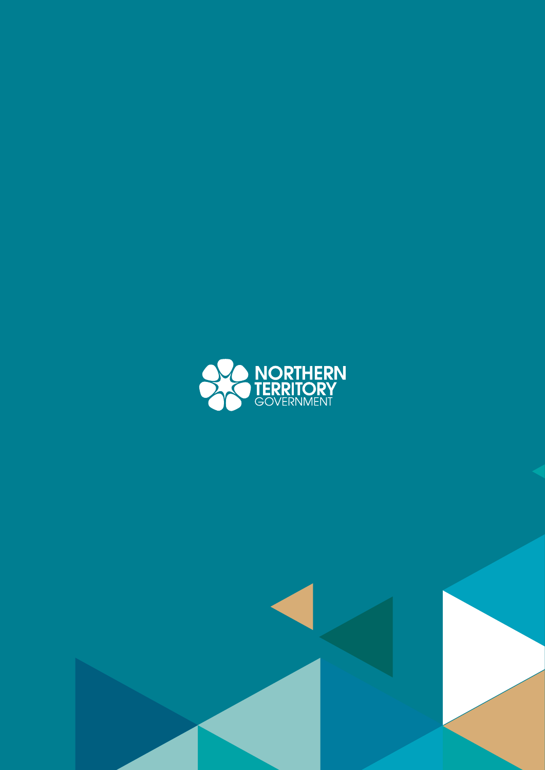NORTHERN TERRITORY GOVERNMENT